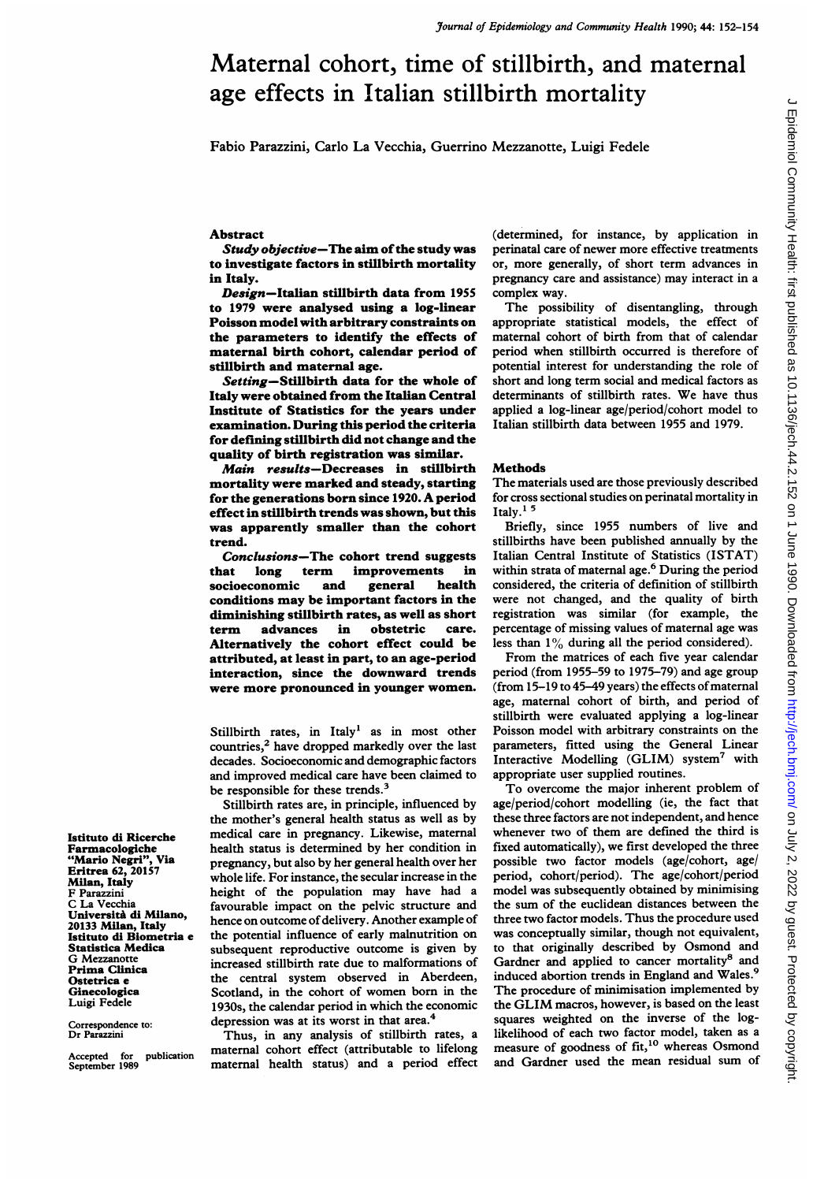# Maternal cohort, time of stillbirth, and maternal age effects in Italian stillbirth mortality

Fabio Parazzini, Carlo La Vecchia, Guerrino Mezzanotte, Luigi Fedele

Istituto di Ricerche Farmacologiche "Mario Negri", Via Eritrea 62, 20157 Milan, Italy
F Parazzini
C La Vecchia
Università di Milano, 20133 Milan, Italy
Istituto di Biometria e Statistica Medica
G Mezzanotte
Prima Clinica Ostetrica e Ginecologica
Luigi Fedele

Correspondence to: Dr Parazzini

Accepted for publication September 1989

## Abstract

***Study objective*—The aim of the study was to investigate factors in stillbirth mortality in Italy.**

***Design*—Italian stillbirth data from 1955 to 1979 were analysed using a log-linear Poisson model with arbitrary constraints on the parameters to identify the effects of maternal birth cohort, calendar period of stillbirth and maternal age.**

***Setting*—Stillbirth data for the whole of Italy were obtained from the Italian Central Institute of Statistics for the years under examination. During this period the criteria for defining stillbirth did not change and the quality of birth registration was similar.**

***Main results*—Decreases in stillbirth mortality were marked and steady, starting for the generations born since 1920. A period effect in stillbirth trends was shown, but this was apparently smaller than the cohort trend.**

***Conclusions*—The cohort trend suggests that long term improvements in socioeconomic and general health conditions may be important factors in the diminishing stillbirth rates, as well as short term advances in obstetric care. Alternatively the cohort effect could be attributed, at least in part, to an age-period interaction, since the downward trends were more pronounced in younger women.**

Stillbirth rates, in Italy[1] as in most other countries,[2] have dropped markedly over the last decades. Socioeconomic and demographic factors and improved medical care have been claimed to be responsible for these trends.[3]

Stillbirth rates are, in principle, influenced by the mother's general health status as well as by medical care in pregnancy. Likewise, maternal health status is determined by her condition in pregnancy, but also by her general health over her whole life. For instance, the secular increase in the height of the population may have had a favourable impact on the pelvic structure and hence on outcome of delivery. Another example of the potential influence of early malnutrition on subsequent reproductive outcome is given by increased stillbirth rate due to malformations of the central system observed in Aberdeen, Scotland, in the cohort of women born in the 1930s, the calendar period in which the economic depression was at its worst in that area.[4]

Thus, in any analysis of stillbirth rates, a maternal cohort effect (attributable to lifelong maternal health status) and a period effect (determined, for instance, by application in perinatal care of newer more effective treatments or, more generally, of short term advances in pregnancy care and assistance) may interact in a complex way.

The possibility of disentangling, through appropriate statistical models, the effect of maternal cohort of birth from that of calendar period when stillbirth occurred is therefore of potential interest for understanding the role of short and long term social and medical factors as determinants of stillbirth rates. We have thus applied a log-linear age/period/cohort model to Italian stillbirth data between 1955 and 1979.

## Methods

The materials used are those previously described for cross sectional studies on perinatal mortality in Italy.[1,5]

Briefly, since 1955 numbers of live and stillbirths have been published annually by the Italian Central Institute of Statistics (ISTAT) within strata of maternal age.[6] During the period considered, the criteria of definition of stillbirth were not changed, and the quality of birth registration was similar (for example, the percentage of missing values of maternal age was less than 1% during all the period considered).

From the matrices of each five year calendar period (from 1955–59 to 1975–79) and age group (from 15–19 to 45–49 years) the effects of maternal age, maternal cohort of birth, and period of stillbirth were evaluated applying a log-linear Poisson model with arbitrary constraints on the parameters, fitted using the General Linear Interactive Modelling (GLIM) system[7] with appropriate user supplied routines.

To overcome the major inherent problem of age/period/cohort modelling (ie, the fact that these three factors are not independent, and hence whenever two of them are defined the third is fixed automatically), we first developed the three possible two factor models (age/cohort, age/period, cohort/period). The age/cohort/period model was subsequently obtained by minimising the sum of the euclidean distances between the three two factor models. Thus the procedure used was conceptually similar, though not equivalent, to that originally described by Osmond and Gardner and applied to cancer mortality[8] and induced abortion trends in England and Wales.[9] The procedure of minimisation implemented by the GLIM macros, however, is based on the least squares weighted on the inverse of the log-likelihood of each two factor model, taken as a measure of goodness of fit,[10] whereas Osmond and Gardner used the mean residual sum of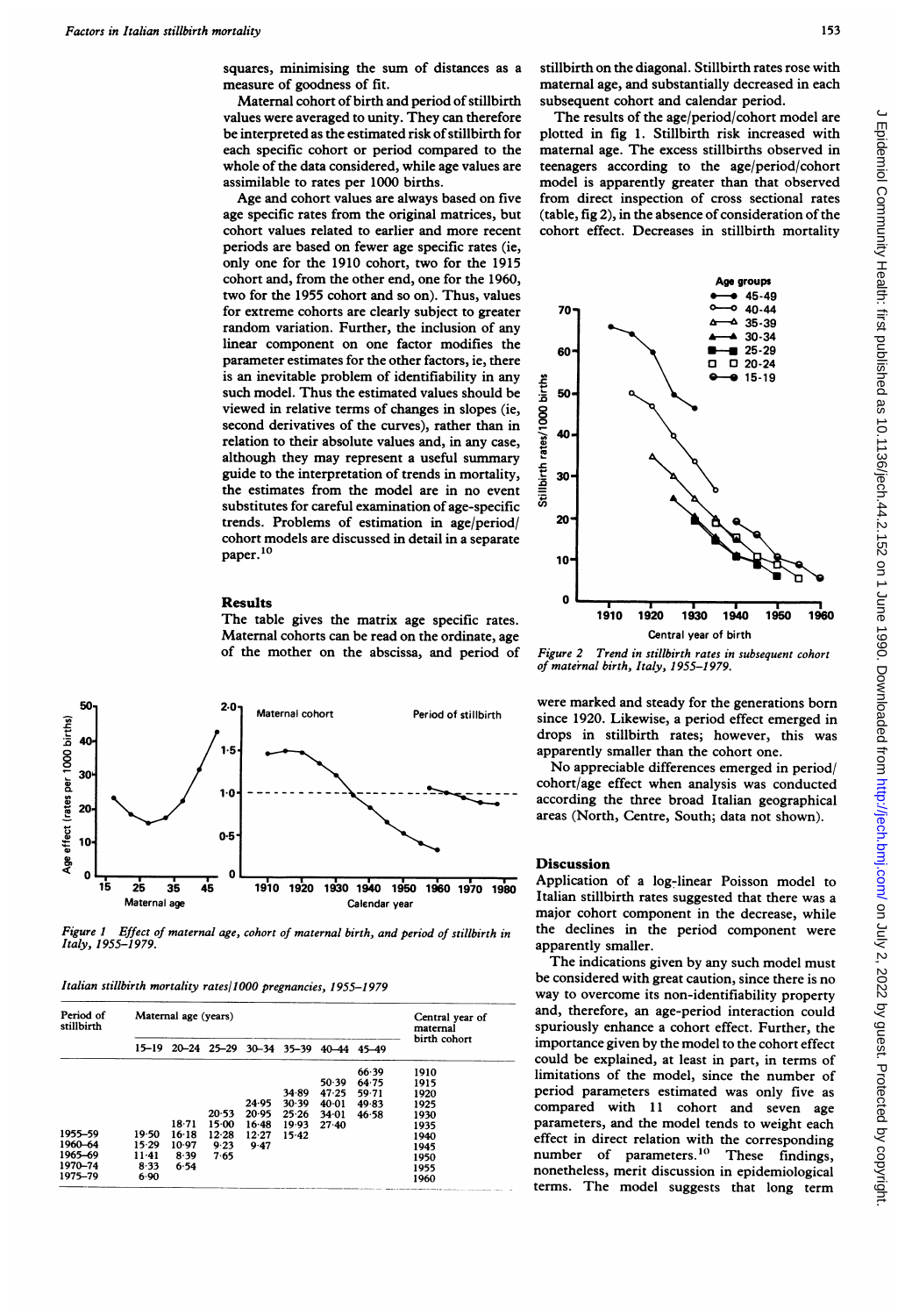squares, minimising the sum of distances as a measure of goodness of fit.

Maternal cohort of birth and period of stillbirth values were averaged to unity. They can therefore be interpreted as the estimated risk of stillbirth for each specific cohort or period compared to the whole of the data considered, while age values are assimilable to rates per 1000 births.

Age and cohort values are always based on five age specific rates from the original matrices, but cohort values related to earlier and more recent periods are based on fewer age specific rates (ie, only one for the 1910 cohort, two for the 1915 cohort and, from the other end, one for the 1960, two for the 1955 cohort and so on). Thus, values for extreme cohorts are clearly subject to greater random variation. Further, the inclusion of any linear component on one factor modifies the parameter estimates for the other factors, ie, there is an inevitable problem of identifiability in any such model. Thus the estimated values should be viewed in relative terms of changes in slopes (ie, second derivatives of the curves), rather than in relation to their absolute values and, in any case, although they may represent a useful summary guide to the interpretation of trends in mortality, the estimates from the model are in no event substitutes for careful examination of age-specific trends. Problems of estimation in age/period/cohort models are discussed in detail in a separate paper.[10]

## Results

The table gives the matrix age specific rates. Maternal cohorts can be read on the ordinate, age of the mother on the abscissa, and period of stillbirth on the diagonal. Stillbirth rates rose with maternal age, and substantially decreased in each subsequent cohort and calendar period.

The results of the age/period/cohort model are plotted in fig 1. Stillbirth risk increased with maternal age. The excess stillbirths observed in teenagers according to the age/period/cohort model is apparently greater than that observed from direct inspection of cross sectional rates (table, fig 2), in the absence of consideration of the cohort effect. Decreases in stillbirth mortality were marked and steady for the generations born since 1920. Likewise, a period effect emerged in drops in stillbirth rates; however, this was apparently smaller than the cohort one.

No appreciable differences emerged in period/cohort/age effect when analysis was conducted according the three broad Italian geographical areas (North, Centre, South; data not shown).

*Figure 2 Trend in stillbirth rates in subsequent cohort of maternal birth, Italy, 1955–1979.*

*Figure 1 Effect of maternal age, cohort of maternal birth, and period of stillbirth in Italy, 1955–1979.*

*Italian stillbirth mortality rates/1000 pregnancies, 1955–1979*

| Period of stillbirth | Maternal age (years) | | | | | | | Central year of maternal birth cohort |
|---|---|---|---|---|---|---|---|---|
| | 15–19 | 20–24 | 25–29 | 30–34 | 35–39 | 40–44 | 45–49 | |
| | | | | | | | 66·39 | 1910 |
| | | | | | | 50·39 | 64·75 | 1915 |
| | | | | | 34·89 | 47·25 | 59·71 | 1920 |
| | | | | 24·95 | 30·39 | 40·01 | 49·83 | 1925 |
| | | | 20·53 | 20·95 | 25·26 | 34·01 | 46·58 | 1930 |
| | | 18·71 | 15·00 | 16·48 | 19·93 | 27·40 | | 1935 |
| 1955–59 | 19·50 | 16·18 | 12·28 | 12·27 | 15·42 | | | 1940 |
| 1960–64 | 15·29 | 10·97 | 9·23 | 9·47 | | | | 1945 |
| 1965–69 | 11·41 | 8·39 | 7·65 | | | | | 1950 |
| 1970–74 | 8·33 | 6·54 | | | | | | 1955 |
| 1975–79 | 6·90 | | | | | | | 1960 |

## Discussion

Application of a log-linear Poisson model to Italian stillbirth rates suggested that there was a major cohort component in the decrease, while the declines in the period component were apparently smaller.

The indications given by any such model must be considered with great caution, since there is no way to overcome its non-identifiability property and, therefore, an age-period interaction could spuriously enhance a cohort effect. Further, the importance given by the model to the cohort effect could be explained, at least in part, in terms of limitations of the model, since the number of period parameters estimated was only five as compared with 11 cohort and seven age parameters, and the model tends to weight each effect in direct relation with the corresponding number of parameters.[10] These findings, nonetheless, merit discussion in epidemiological terms. The model suggests that long term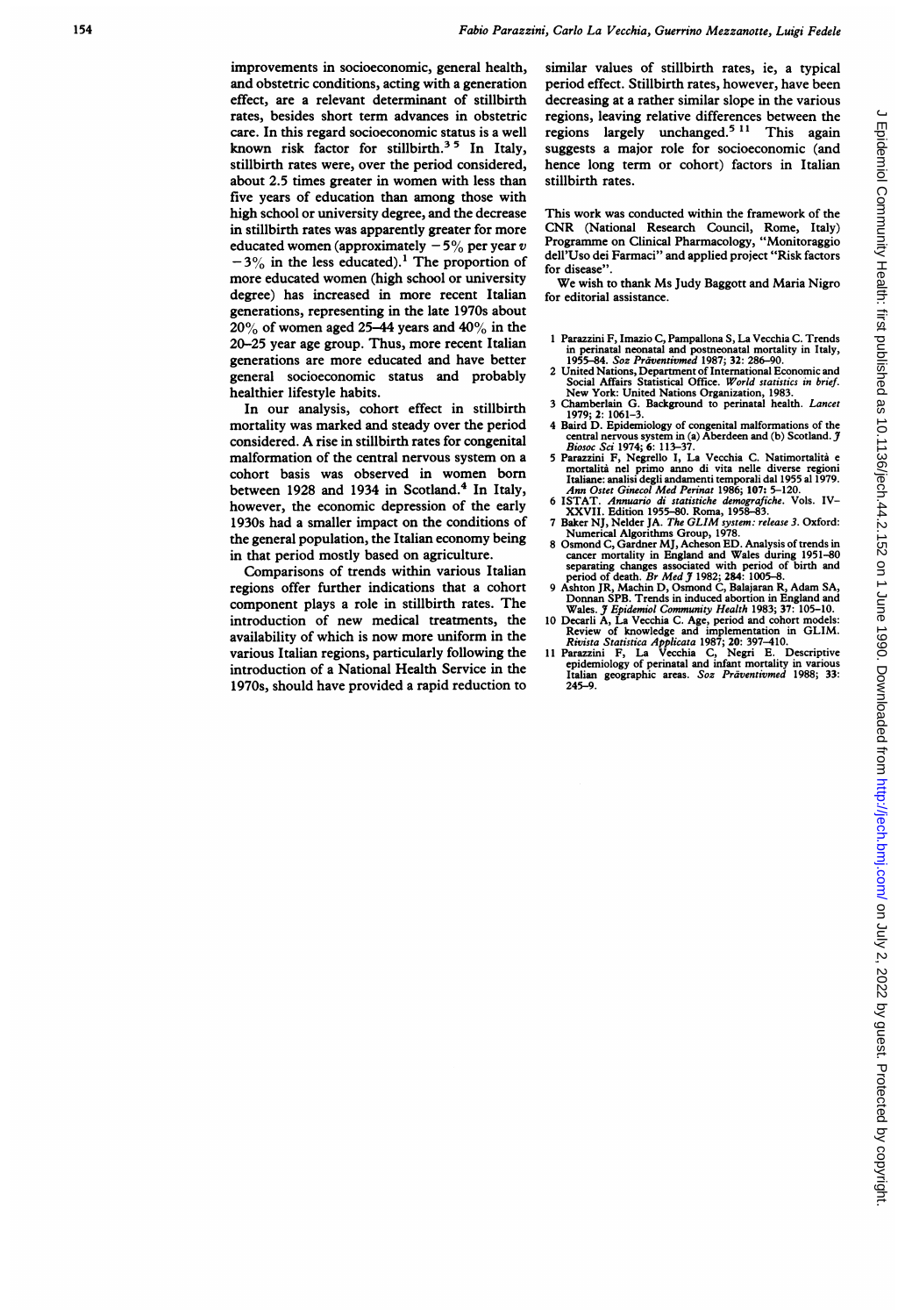improvements in socioeconomic, general health, and obstetric conditions, acting with a generation effect, are a relevant determinant of stillbirth rates, besides short term advances in obstetric care. In this regard socioeconomic status is a well known risk factor for stillbirth.[3 5] In Italy, stillbirth rates were, over the period considered, about 2.5 times greater in women with less than five years of education than among those with high school or university degree, and the decrease in stillbirth rates was apparently greater for more educated women (approximately −5% per year *v* −3% in the less educated).[1] The proportion of more educated women (high school or university degree) has increased in more recent Italian generations, representing in the late 1970s about 20% of women aged 25–44 years and 40% in the 20–25 year age group. Thus, more recent Italian generations are more educated and have better general socioeconomic status and probably healthier lifestyle habits.

In our analysis, cohort effect in stillbirth mortality was marked and steady over the period considered. A rise in stillbirth rates for congenital malformation of the central nervous system on a cohort basis was observed in women born between 1928 and 1934 in Scotland.[4] In Italy, however, the economic depression of the early 1930s had a smaller impact on the conditions of the general population, the Italian economy being in that period mostly based on agriculture.

Comparisons of trends within various Italian regions offer further indications that a cohort component plays a role in stillbirth rates. The introduction of new medical treatments, the availability of which is now more uniform in the various Italian regions, particularly following the introduction of a National Health Service in the 1970s, should have provided a rapid reduction to similar values of stillbirth rates, ie, a typical period effect. Stillbirth rates, however, have been decreasing at a rather similar slope in the various regions, leaving relative differences between the regions largely unchanged.[5 11] This again suggests a major role for socioeconomic (and hence long term or cohort) factors in Italian stillbirth rates.

This work was conducted within the framework of the CNR (National Research Council, Rome, Italy) Programme on Clinical Pharmacology, "Monitoraggio dell'Uso dei Farmaci" and applied project "Risk factors for disease".

We wish to thank Ms Judy Baggott and Maria Nigro for editorial assistance.

1 Parazzini F, Imazio C, Pampallona S, La Vecchia C. Trends in perinatal neonatal and postneonatal mortality in Italy, 1955–84. *Soz Präventivmed* 1987; 32: 286–90.
2 United Nations, Department of International Economic and Social Affairs Statistical Office. *World statistics in brief*. New York: United Nations Organization, 1983.
3 Chamberlain G. Background to perinatal health. *Lancet* 1979; 2: 1061–3.
4 Baird D. Epidemiology of congenital malformations of the central nervous system in (a) Aberdeen and (b) Scotland. *J Biosoc Sci* 1974; 6: 113–37.
5 Parazzini F, Negrello I, La Vecchia C. Natimortalità e mortalità nel primo anno di vita nelle diverse regioni Italiane: analisi degli andamenti temporali dal 1955 al 1979. *Ann Ostet Ginecol Med Perinat* 1986; 107: 5–120.
6 ISTAT. *Annuario di statistiche demografiche*. Vols. IV–XXVII. Edition 1955–80. Roma, 1958–83.
7 Baker NJ, Nelder JA. *The GLIM system: release 3*. Oxford: Numerical Algorithms Group, 1978.
8 Osmond C, Gardner MJ, Acheson ED. Analysis of trends in cancer mortality in England and Wales during 1951–80 separating changes associated with period of birth and period of death. *Br Med J* 1982; 284: 1005–8.
9 Ashton JR, Machin D, Osmond C, Balajaran R, Adam SA, Donnan SPB. Trends in induced abortion in England and Wales. *J Epidemiol Community Health* 1983; 37: 105–10.
10 Decarli A, La Vecchia C. Age, period and cohort models: Review of knowledge and implementation in GLIM. *Rivista Statistica Applicata* 1987; 20: 397–410.
11 Parazzini F, La Vecchia C, Negri E. Descriptive epidemiology of perinatal and infant mortality in various Italian geographic areas. *Soz Präventivmed* 1988; 33: 245–9.